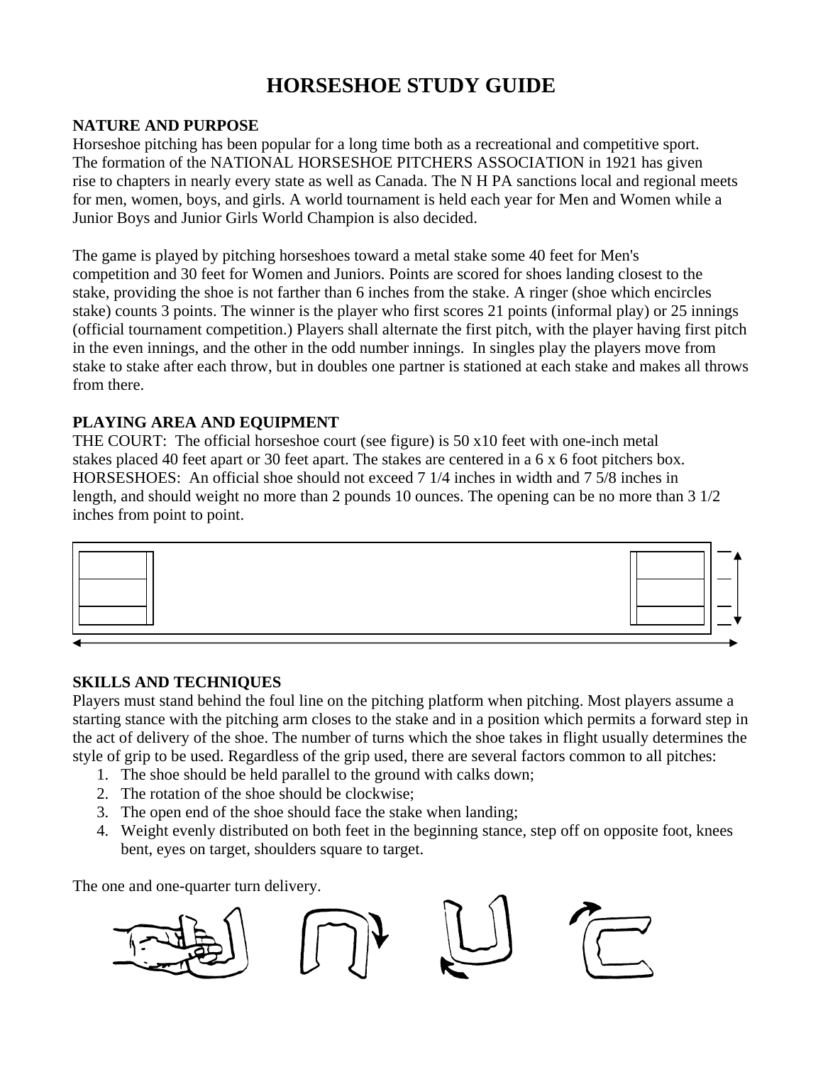# HORSESHOE STUDY GUIDE

## NATURE AND PURPOSE

Horseshoe pitching has been popular for a long time both as a recreational and competitive sport. The formation of the NATIONAL HORSESHOE PITCHERS ASSOCIATION in 1921 has given rise to chapters in nearly every state as well as Canada. The N H PA sanctions local and regional meets for men, women, boys, and girls. A world tournament is held each year for Men and Women while a Junior Boys and Junior Girls World Champion is also decided.

The game is played by pitching horseshoes toward a metal stake some 40 feet for Men's competition and 30 feet for Women and Juniors. Points are scored for shoes landing closest to the stake, providing the shoe is not farther than 6 inches from the stake. A ringer (shoe which encircles stake) counts 3 points. The winner is the player who first scores 21 points (informal play) or 25 innings (official tournament competition.) Players shall alternate the first pitch, with the player having first pitch in the even innings, and the other in the odd number innings. In singles play the players move from stake to stake after each throw, but in doubles one partner is stationed at each stake and makes all throws from there.

## PLAYING AREA AND EQUIPMENT

THE COURT: The official horseshoe court (see figure) is 50 x10 feet with one-inch metal stakes placed 40 feet apart or 30 feet apart. The stakes are centered in a 6 x 6 foot pitchers box.
HORSESHOES: An official shoe should not exceed 7 1/4 inches in width and 7 5/8 inches in length, and should weight no more than 2 pounds 10 ounces. The opening can be no more than 3 1/2 inches from point to point.

## SKILLS AND TECHNIQUES

Players must stand behind the foul line on the pitching platform when pitching. Most players assume a starting stance with the pitching arm closes to the stake and in a position which permits a forward step in the act of delivery of the shoe. The number of turns which the shoe takes in flight usually determines the style of grip to be used. Regardless of the grip used, there are several factors common to all pitches:

1. The shoe should be held parallel to the ground with calks down;
2. The rotation of the shoe should be clockwise;
3. The open end of the shoe should face the stake when landing;
4. Weight evenly distributed on both feet in the beginning stance, step off on opposite foot, knees bent, eyes on target, shoulders square to target.

The one and one-quarter turn delivery.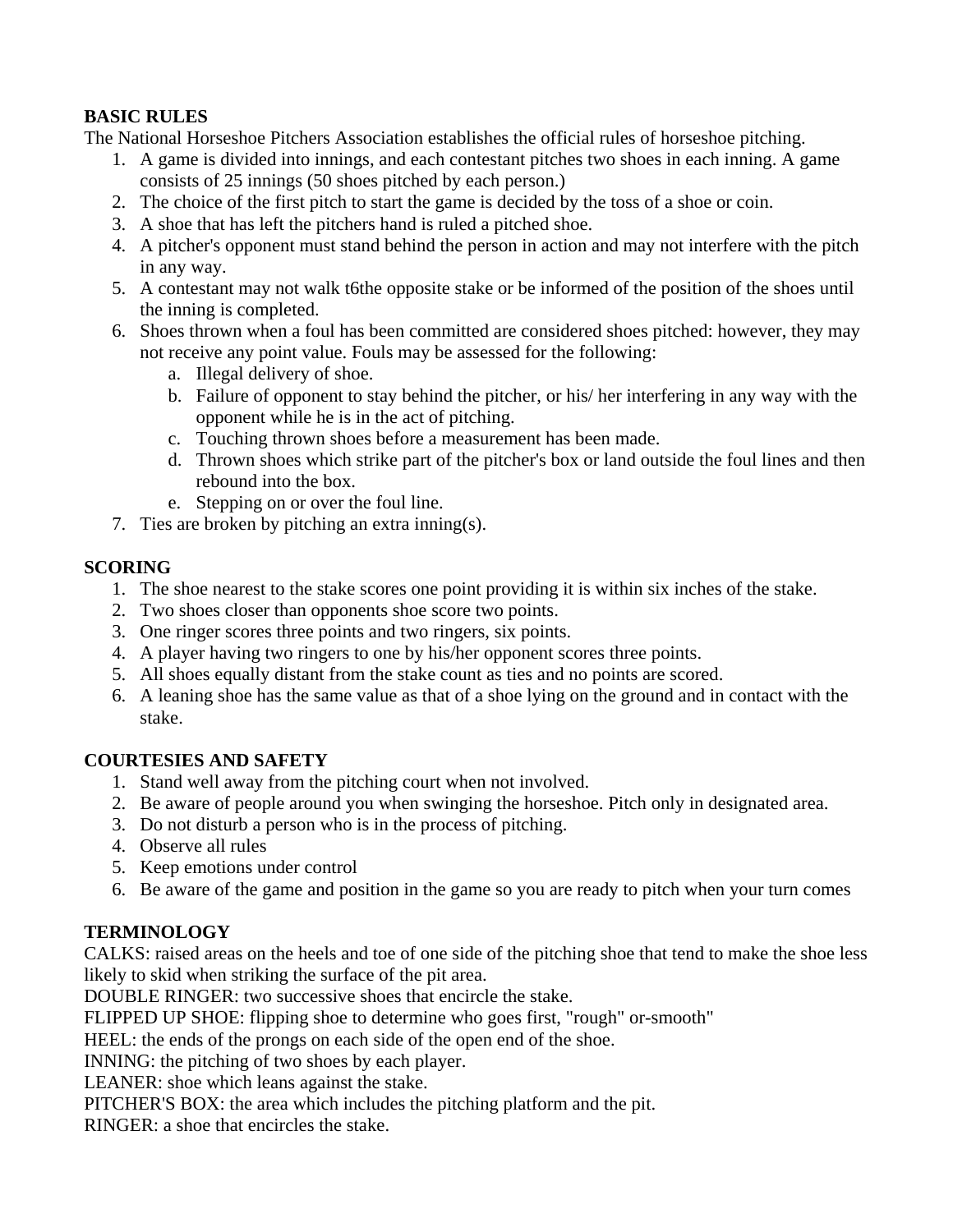**BASIC RULES**

The National Horseshoe Pitchers Association establishes the official rules of horseshoe pitching.

1. A game is divided into innings, and each contestant pitches two shoes in each inning. A game consists of 25 innings (50 shoes pitched by each person.)
2. The choice of the first pitch to start the game is decided by the toss of a shoe or coin.
3. A shoe that has left the pitchers hand is ruled a pitched shoe.
4. A pitcher's opponent must stand behind the person in action and may not interfere with the pitch in any way.
5. A contestant may not walk t6the opposite stake or be informed of the position of the shoes until the inning is completed.
6. Shoes thrown when a foul has been committed are considered shoes pitched: however, they may not receive any point value. Fouls may be assessed for the following:
   a. Illegal delivery of shoe.
   b. Failure of opponent to stay behind the pitcher, or his/ her interfering in any way with the opponent while he is in the act of pitching.
   c. Touching thrown shoes before a measurement has been made.
   d. Thrown shoes which strike part of the pitcher's box or land outside the foul lines and then rebound into the box.
   e. Stepping on or over the foul line.
7. Ties are broken by pitching an extra inning(s).

**SCORING**

1. The shoe nearest to the stake scores one point providing it is within six inches of the stake.
2. Two shoes closer than opponents shoe score two points.
3. One ringer scores three points and two ringers, six points.
4. A player having two ringers to one by his/her opponent scores three points.
5. All shoes equally distant from the stake count as ties and no points are scored.
6. A leaning shoe has the same value as that of a shoe lying on the ground and in contact with the stake.

**COURTESIES AND SAFETY**

1. Stand well away from the pitching court when not involved.
2. Be aware of people around you when swinging the horseshoe. Pitch only in designated area.
3. Do not disturb a person who is in the process of pitching.
4. Observe all rules
5. Keep emotions under control
6. Be aware of the game and position in the game so you are ready to pitch when your turn comes

**TERMINOLOGY**

CALKS: raised areas on the heels and toe of one side of the pitching shoe that tend to make the shoe less likely to skid when striking the surface of the pit area.
DOUBLE RINGER: two successive shoes that encircle the stake.
FLIPPED UP SHOE: flipping shoe to determine who goes first, "rough" or-smooth"
HEEL: the ends of the prongs on each side of the open end of the shoe.
INNING: the pitching of two shoes by each player.
LEANER: shoe which leans against the stake.
PITCHER'S BOX: the area which includes the pitching platform and the pit.
RINGER: a shoe that encircles the stake.